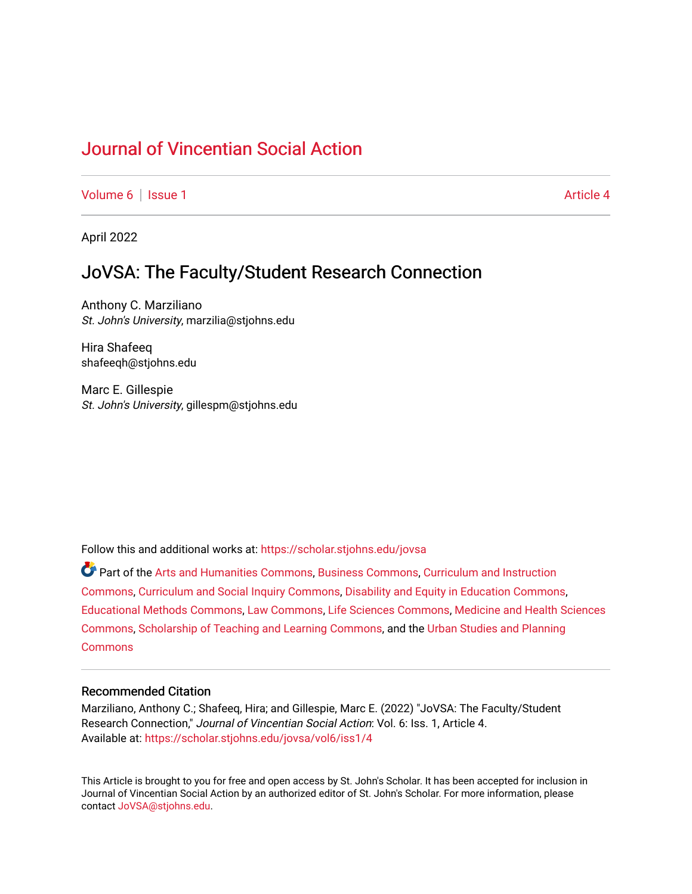# Journal of Vincentian Social Action

Volume 6 | Issue 1 Article 4

April 2022

## JoVSA: The Faculty/Student Research Connection

Anthony C. Marziliano
*St. John's University*, marzilia@stjohns.edu

Hira Shafeeq
shafeeqh@stjohns.edu

Marc E. Gillespie
*St. John's University*, gillespm@stjohns.edu

Follow this and additional works at: https://scholar.stjohns.edu/jovsa

Part of the Arts and Humanities Commons, Business Commons, Curriculum and Instruction Commons, Curriculum and Social Inquiry Commons, Disability and Equity in Education Commons, Educational Methods Commons, Law Commons, Life Sciences Commons, Medicine and Health Sciences Commons, Scholarship of Teaching and Learning Commons, and the Urban Studies and Planning Commons

### Recommended Citation

Marziliano, Anthony C.; Shafeeq, Hira; and Gillespie, Marc E. (2022) "JoVSA: The Faculty/Student Research Connection," *Journal of Vincentian Social Action*: Vol. 6: Iss. 1, Article 4.
Available at: https://scholar.stjohns.edu/jovsa/vol6/iss1/4

This Article is brought to you for free and open access by St. John's Scholar. It has been accepted for inclusion in Journal of Vincentian Social Action by an authorized editor of St. John's Scholar. For more information, please contact JoVSA@stjohns.edu.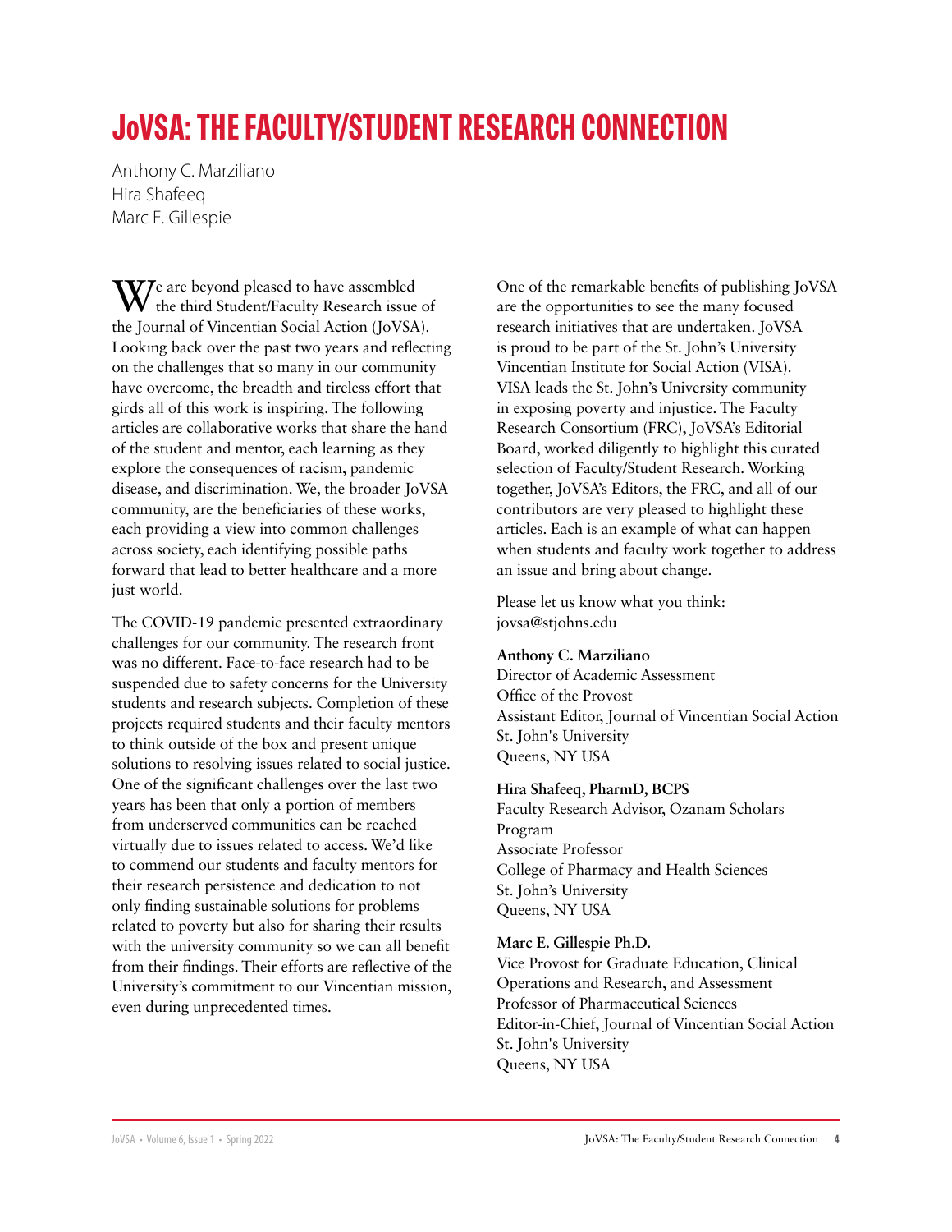# JoVSA: THE FACULTY/STUDENT RESEARCH CONNECTION

Anthony C. Marziliano
Hira Shafeeq
Marc E. Gillespie

We are beyond pleased to have assembled the third Student/Faculty Research issue of the Journal of Vincentian Social Action (JoVSA). Looking back over the past two years and reflecting on the challenges that so many in our community have overcome, the breadth and tireless effort that girds all of this work is inspiring. The following articles are collaborative works that share the hand of the student and mentor, each learning as they explore the consequences of racism, pandemic disease, and discrimination. We, the broader JoVSA community, are the beneficiaries of these works, each providing a view into common challenges across society, each identifying possible paths forward that lead to better healthcare and a more just world.

The COVID-19 pandemic presented extraordinary challenges for our community. The research front was no different. Face-to-face research had to be suspended due to safety concerns for the University students and research subjects. Completion of these projects required students and their faculty mentors to think outside of the box and present unique solutions to resolving issues related to social justice. One of the significant challenges over the last two years has been that only a portion of members from underserved communities can be reached virtually due to issues related to access. We'd like to commend our students and faculty mentors for their research persistence and dedication to not only finding sustainable solutions for problems related to poverty but also for sharing their results with the university community so we can all benefit from their findings. Their efforts are reflective of the University's commitment to our Vincentian mission, even during unprecedented times.

One of the remarkable benefits of publishing JoVSA are the opportunities to see the many focused research initiatives that are undertaken. JoVSA is proud to be part of the St. John's University Vincentian Institute for Social Action (VISA). VISA leads the St. John's University community in exposing poverty and injustice. The Faculty Research Consortium (FRC), JoVSA's Editorial Board, worked diligently to highlight this curated selection of Faculty/Student Research. Working together, JoVSA's Editors, the FRC, and all of our contributors are very pleased to highlight these articles. Each is an example of what can happen when students and faculty work together to address an issue and bring about change.

Please let us know what you think: jovsa@stjohns.edu

**Anthony C. Marziliano**
Director of Academic Assessment
Office of the Provost
Assistant Editor, Journal of Vincentian Social Action
St. John's University
Queens, NY USA

**Hira Shafeeq, PharmD, BCPS**
Faculty Research Advisor, Ozanam Scholars Program
Associate Professor
College of Pharmacy and Health Sciences
St. John's University
Queens, NY USA

**Marc E. Gillespie Ph.D.**
Vice Provost for Graduate Education, Clinical Operations and Research, and Assessment
Professor of Pharmaceutical Sciences
Editor-in-Chief, Journal of Vincentian Social Action
St. John's University
Queens, NY USA